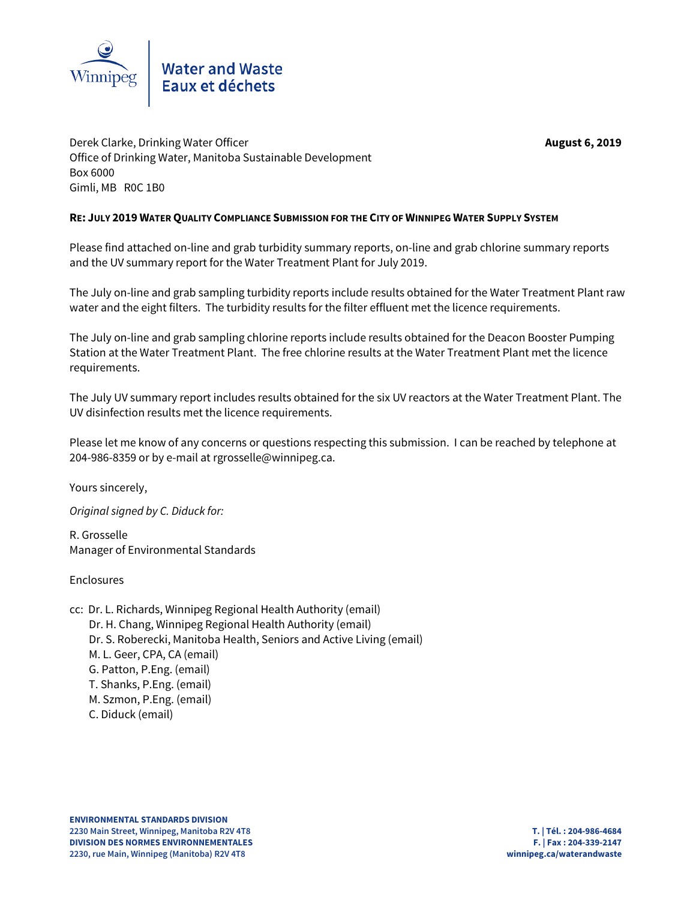Winnipeg

Water and Waste
Eaux et déchets

Derek Clarke, Drinking Water Officer
Office of Drinking Water, Manitoba Sustainable Development
Box 6000
Gimli, MB R0C 1B0

**August 6, 2019**

**RE: JULY 2019 WATER QUALITY COMPLIANCE SUBMISSION FOR THE CITY OF WINNIPEG WATER SUPPLY SYSTEM**

Please find attached on-line and grab turbidity summary reports, on-line and grab chlorine summary reports and the UV summary report for the Water Treatment Plant for July 2019.

The July on-line and grab sampling turbidity reports include results obtained for the Water Treatment Plant raw water and the eight filters. The turbidity results for the filter effluent met the licence requirements.

The July on-line and grab sampling chlorine reports include results obtained for the Deacon Booster Pumping Station at the Water Treatment Plant. The free chlorine results at the Water Treatment Plant met the licence requirements.

The July UV summary report includes results obtained for the six UV reactors at the Water Treatment Plant. The UV disinfection results met the licence requirements.

Please let me know of any concerns or questions respecting this submission. I can be reached by telephone at 204-986-8359 or by e-mail at rgrosselle@winnipeg.ca.

Yours sincerely,

*Original signed by C. Diduck for:*

R. Grosselle
Manager of Environmental Standards

Enclosures

cc: Dr. L. Richards, Winnipeg Regional Health Authority (email)
Dr. H. Chang, Winnipeg Regional Health Authority (email)
Dr. S. Roberecki, Manitoba Health, Seniors and Active Living (email)
M. L. Geer, CPA, CA (email)
G. Patton, P.Eng. (email)
T. Shanks, P.Eng. (email)
M. Szmon, P.Eng. (email)
C. Diduck (email)

**ENVIRONMENTAL STANDARDS DIVISION**
**2230 Main Street, Winnipeg, Manitoba R2V 4T8**
**DIVISION DES NORMES ENVIRONNEMENTALES**
**2230, rue Main, Winnipeg (Manitoba) R2V 4T8**

**T. | Tél. : 204-986-4684**
**F. | Fax : 204-339-2147**
**winnipeg.ca/waterandwaste**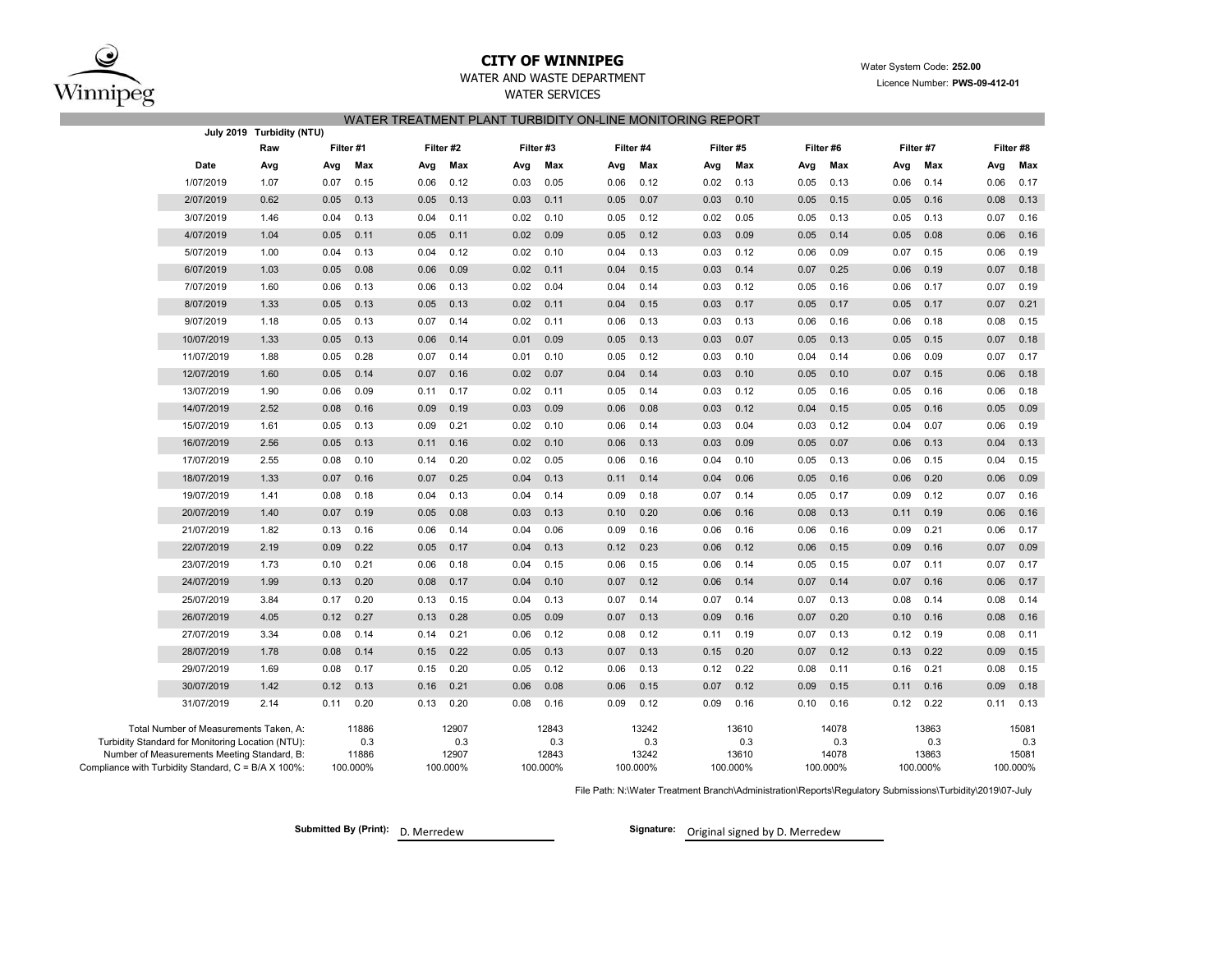# CITY OF WINNIPEG

WATER AND WASTE DEPARTMENT

WATER SERVICES

Water System Code: **252.00**

Licence Number: **PWS-09-412-01**

## WATER TREATMENT PLANT TURBIDITY ON-LINE MONITORING REPORT

| **July 2019** | **Turbidity (NTU)** | | | | | | | | | | | | | | | | |
|---|---|---|---|---|---|---|---|---|---|---|---|---|---|---|---|---|---|
| | **Raw** | **Filter #1** | | **Filter #2** | | **Filter #3** | | **Filter #4** | | **Filter #5** | | **Filter #6** | | **Filter #7** | | **Filter #8** | |
| **Date** | **Avg** | **Avg** | **Max** | **Avg** | **Max** | **Avg** | **Max** | **Avg** | **Max** | **Avg** | **Max** | **Avg** | **Max** | **Avg** | **Max** | **Avg** | **Max** |
| 1/07/2019 | 1.07 | 0.07 | 0.15 | 0.06 | 0.12 | 0.03 | 0.05 | 0.06 | 0.12 | 0.02 | 0.13 | 0.05 | 0.13 | 0.06 | 0.14 | 0.06 | 0.17 |
| 2/07/2019 | 0.62 | 0.05 | 0.13 | 0.05 | 0.13 | 0.03 | 0.11 | 0.05 | 0.07 | 0.03 | 0.10 | 0.05 | 0.15 | 0.05 | 0.16 | 0.08 | 0.13 |
| 3/07/2019 | 1.46 | 0.04 | 0.13 | 0.04 | 0.11 | 0.02 | 0.10 | 0.05 | 0.12 | 0.02 | 0.05 | 0.05 | 0.13 | 0.05 | 0.13 | 0.07 | 0.16 |
| 4/07/2019 | 1.04 | 0.05 | 0.11 | 0.05 | 0.11 | 0.02 | 0.09 | 0.05 | 0.12 | 0.03 | 0.09 | 0.05 | 0.14 | 0.05 | 0.08 | 0.06 | 0.16 |
| 5/07/2019 | 1.00 | 0.04 | 0.13 | 0.04 | 0.12 | 0.02 | 0.10 | 0.04 | 0.13 | 0.03 | 0.12 | 0.06 | 0.09 | 0.07 | 0.15 | 0.06 | 0.19 |
| 6/07/2019 | 1.03 | 0.05 | 0.08 | 0.06 | 0.09 | 0.02 | 0.11 | 0.04 | 0.15 | 0.03 | 0.14 | 0.07 | 0.25 | 0.06 | 0.19 | 0.07 | 0.18 |
| 7/07/2019 | 1.60 | 0.06 | 0.13 | 0.06 | 0.13 | 0.02 | 0.04 | 0.04 | 0.14 | 0.03 | 0.12 | 0.05 | 0.16 | 0.06 | 0.17 | 0.07 | 0.19 |
| 8/07/2019 | 1.33 | 0.05 | 0.13 | 0.05 | 0.13 | 0.02 | 0.11 | 0.04 | 0.15 | 0.03 | 0.17 | 0.05 | 0.17 | 0.05 | 0.17 | 0.07 | 0.21 |
| 9/07/2019 | 1.18 | 0.05 | 0.13 | 0.07 | 0.14 | 0.02 | 0.11 | 0.06 | 0.13 | 0.03 | 0.13 | 0.06 | 0.16 | 0.06 | 0.18 | 0.08 | 0.15 |
| 10/07/2019 | 1.33 | 0.05 | 0.13 | 0.06 | 0.14 | 0.01 | 0.09 | 0.05 | 0.13 | 0.03 | 0.07 | 0.05 | 0.13 | 0.05 | 0.15 | 0.07 | 0.18 |
| 11/07/2019 | 1.88 | 0.05 | 0.28 | 0.07 | 0.14 | 0.01 | 0.10 | 0.05 | 0.12 | 0.03 | 0.10 | 0.04 | 0.14 | 0.06 | 0.09 | 0.07 | 0.17 |
| 12/07/2019 | 1.60 | 0.05 | 0.14 | 0.07 | 0.16 | 0.02 | 0.07 | 0.04 | 0.14 | 0.03 | 0.10 | 0.05 | 0.10 | 0.07 | 0.15 | 0.06 | 0.18 |
| 13/07/2019 | 1.90 | 0.06 | 0.09 | 0.11 | 0.17 | 0.02 | 0.11 | 0.05 | 0.14 | 0.03 | 0.12 | 0.05 | 0.16 | 0.05 | 0.16 | 0.06 | 0.18 |
| 14/07/2019 | 2.52 | 0.08 | 0.16 | 0.09 | 0.19 | 0.03 | 0.09 | 0.06 | 0.08 | 0.03 | 0.12 | 0.04 | 0.15 | 0.05 | 0.16 | 0.05 | 0.09 |
| 15/07/2019 | 1.61 | 0.05 | 0.13 | 0.09 | 0.21 | 0.02 | 0.10 | 0.06 | 0.14 | 0.03 | 0.04 | 0.03 | 0.12 | 0.04 | 0.07 | 0.06 | 0.19 |
| 16/07/2019 | 2.56 | 0.05 | 0.13 | 0.11 | 0.16 | 0.02 | 0.10 | 0.06 | 0.13 | 0.03 | 0.09 | 0.05 | 0.07 | 0.06 | 0.13 | 0.04 | 0.13 |
| 17/07/2019 | 2.55 | 0.08 | 0.10 | 0.14 | 0.20 | 0.02 | 0.05 | 0.06 | 0.16 | 0.04 | 0.10 | 0.05 | 0.13 | 0.06 | 0.15 | 0.04 | 0.15 |
| 18/07/2019 | 1.33 | 0.07 | 0.16 | 0.07 | 0.25 | 0.04 | 0.13 | 0.11 | 0.14 | 0.04 | 0.06 | 0.05 | 0.16 | 0.06 | 0.20 | 0.06 | 0.09 |
| 19/07/2019 | 1.41 | 0.08 | 0.18 | 0.04 | 0.13 | 0.04 | 0.14 | 0.09 | 0.18 | 0.07 | 0.14 | 0.05 | 0.17 | 0.09 | 0.12 | 0.07 | 0.16 |
| 20/07/2019 | 1.40 | 0.07 | 0.19 | 0.05 | 0.08 | 0.03 | 0.13 | 0.10 | 0.20 | 0.06 | 0.16 | 0.08 | 0.13 | 0.11 | 0.19 | 0.06 | 0.16 |
| 21/07/2019 | 1.82 | 0.13 | 0.16 | 0.06 | 0.14 | 0.04 | 0.06 | 0.09 | 0.16 | 0.06 | 0.16 | 0.06 | 0.16 | 0.09 | 0.21 | 0.06 | 0.17 |
| 22/07/2019 | 2.19 | 0.09 | 0.22 | 0.05 | 0.17 | 0.04 | 0.13 | 0.12 | 0.23 | 0.06 | 0.12 | 0.06 | 0.15 | 0.09 | 0.16 | 0.07 | 0.09 |
| 23/07/2019 | 1.73 | 0.10 | 0.21 | 0.06 | 0.18 | 0.04 | 0.15 | 0.06 | 0.15 | 0.06 | 0.14 | 0.05 | 0.15 | 0.07 | 0.11 | 0.07 | 0.17 |
| 24/07/2019 | 1.99 | 0.13 | 0.20 | 0.08 | 0.17 | 0.04 | 0.10 | 0.07 | 0.12 | 0.06 | 0.14 | 0.07 | 0.14 | 0.07 | 0.16 | 0.06 | 0.17 |
| 25/07/2019 | 3.84 | 0.17 | 0.20 | 0.13 | 0.15 | 0.04 | 0.13 | 0.07 | 0.14 | 0.07 | 0.14 | 0.07 | 0.13 | 0.08 | 0.14 | 0.08 | 0.14 |
| 26/07/2019 | 4.05 | 0.12 | 0.27 | 0.13 | 0.28 | 0.05 | 0.09 | 0.07 | 0.13 | 0.09 | 0.16 | 0.07 | 0.20 | 0.10 | 0.16 | 0.08 | 0.16 |
| 27/07/2019 | 3.34 | 0.08 | 0.14 | 0.14 | 0.21 | 0.06 | 0.12 | 0.08 | 0.12 | 0.11 | 0.19 | 0.07 | 0.13 | 0.12 | 0.19 | 0.08 | 0.11 |
| 28/07/2019 | 1.78 | 0.08 | 0.14 | 0.15 | 0.22 | 0.05 | 0.13 | 0.07 | 0.13 | 0.15 | 0.20 | 0.07 | 0.12 | 0.13 | 0.22 | 0.09 | 0.15 |
| 29/07/2019 | 1.69 | 0.08 | 0.17 | 0.15 | 0.20 | 0.05 | 0.12 | 0.06 | 0.13 | 0.12 | 0.22 | 0.08 | 0.11 | 0.16 | 0.21 | 0.08 | 0.15 |
| 30/07/2019 | 1.42 | 0.12 | 0.13 | 0.16 | 0.21 | 0.06 | 0.08 | 0.06 | 0.15 | 0.07 | 0.12 | 0.09 | 0.15 | 0.11 | 0.16 | 0.09 | 0.18 |
| 31/07/2019 | 2.14 | 0.11 | 0.20 | 0.13 | 0.20 | 0.08 | 0.16 | 0.09 | 0.12 | 0.09 | 0.16 | 0.10 | 0.16 | 0.12 | 0.22 | 0.11 | 0.13 |

| | Filter #1 | Filter #2 | Filter #3 | Filter #4 | Filter #5 | Filter #6 | Filter #7 | Filter #8 |
|---|---|---|---|---|---|---|---|---|
| Total Number of Measurements Taken, A: | 11886 | 12907 | 12843 | 13242 | 13610 | 14078 | 13863 | 15081 |
| Turbidity Standard for Monitoring Location (NTU): | 0.3 | 0.3 | 0.3 | 0.3 | 0.3 | 0.3 | 0.3 | 0.3 |
| Number of Measurements Meeting Standard, B: | 11886 | 12907 | 12843 | 13242 | 13610 | 14078 | 13863 | 15081 |
| Compliance with Turbidity Standard, C = B/A X 100%: | 100.000% | 100.000% | 100.000% | 100.000% | 100.000% | 100.000% | 100.000% | 100.000% |

File Path: N:\Water Treatment Branch\Administration\Reports\Regulatory Submissions\Turbidity\2019\07-July

**Submitted By (Print):** D. Merredew

**Signature:** Original signed by D. Merredew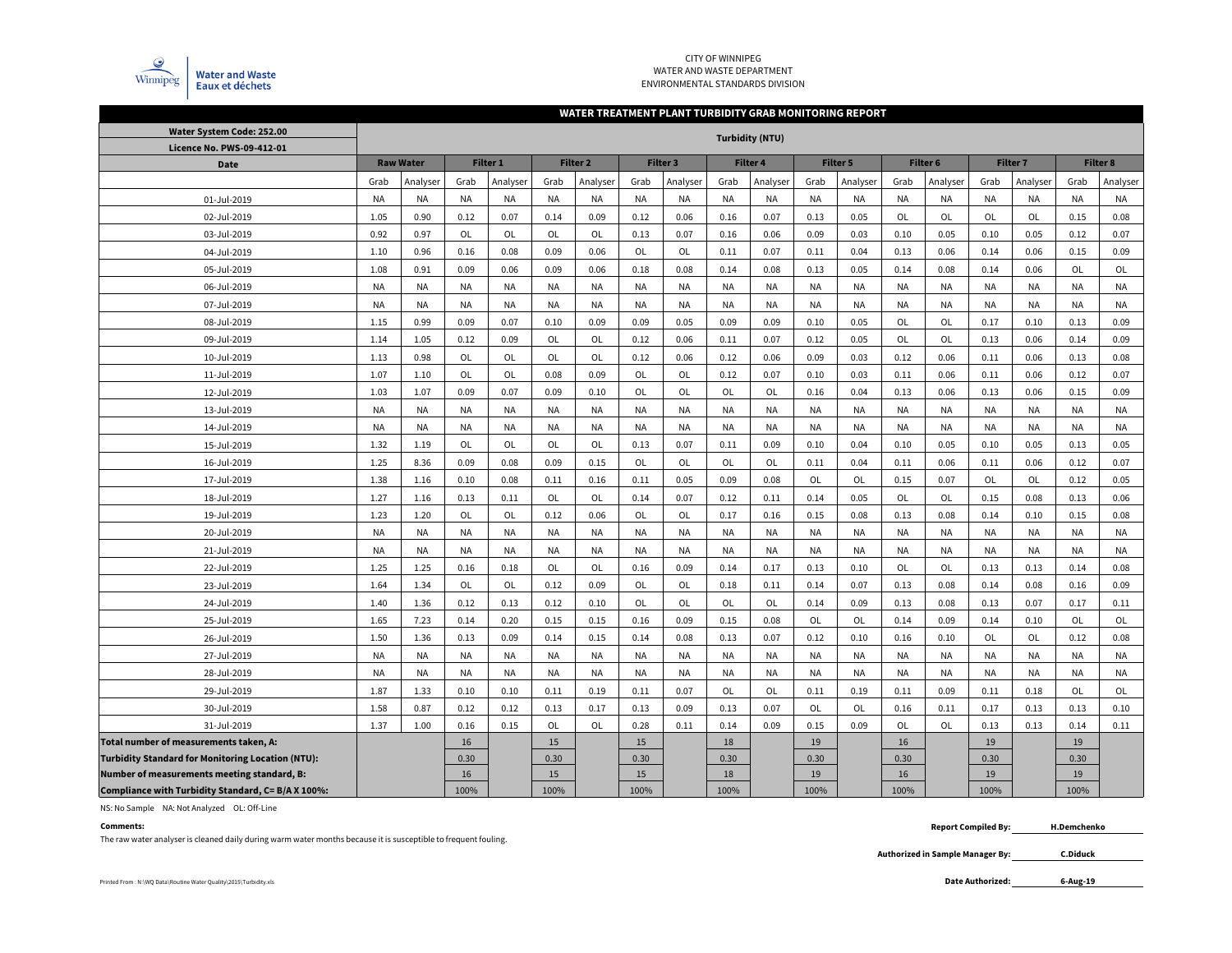CITY OF WINNIPEG
WATER AND WASTE DEPARTMENT
ENVIRONMENTAL STANDARDS DIVISION

Water and Waste
Eaux et déchets

## WATER TREATMENT PLANT TURBIDITY GRAB MONITORING REPORT

| Water System Code: 252.00<br>Licence No. PWS-09-412-01 | Turbidity (NTU) | | | | | | | | | | | | | | | | | |
|---|---|---|---|---|---|---|---|---|---|---|---|---|---|---|---|---|---|---|
| Date | Raw Water | | Filter 1 | | Filter 2 | | Filter 3 | | Filter 4 | | Filter 5 | | Filter 6 | | Filter 7 | | Filter 8 | |
| | Grab | Analyser | Grab | Analyser | Grab | Analyser | Grab | Analyser | Grab | Analyser | Grab | Analyser | Grab | Analyser | Grab | Analyser | Grab | Analyser |
| 01-Jul-2019 | NA | NA | NA | NA | NA | NA | NA | NA | NA | NA | NA | NA | NA | NA | NA | NA | NA | NA |
| 02-Jul-2019 | 1.05 | 0.90 | 0.12 | 0.07 | 0.14 | 0.09 | 0.12 | 0.06 | 0.16 | 0.07 | 0.13 | 0.05 | OL | OL | OL | OL | 0.15 | 0.08 |
| 03-Jul-2019 | 0.92 | 0.97 | OL | OL | OL | OL | 0.13 | 0.07 | 0.16 | 0.06 | 0.09 | 0.03 | 0.10 | 0.05 | 0.10 | 0.05 | 0.12 | 0.07 |
| 04-Jul-2019 | 1.10 | 0.96 | 0.16 | 0.08 | 0.09 | 0.06 | OL | OL | 0.11 | 0.07 | 0.11 | 0.04 | 0.13 | 0.06 | 0.14 | 0.06 | 0.15 | 0.09 |
| 05-Jul-2019 | 1.08 | 0.91 | 0.09 | 0.06 | 0.09 | 0.06 | 0.18 | 0.08 | 0.14 | 0.08 | 0.13 | 0.05 | 0.14 | 0.08 | 0.14 | 0.06 | OL | OL |
| 06-Jul-2019 | NA | NA | NA | NA | NA | NA | NA | NA | NA | NA | NA | NA | NA | NA | NA | NA | NA | NA |
| 07-Jul-2019 | NA | NA | NA | NA | NA | NA | NA | NA | NA | NA | NA | NA | NA | NA | NA | NA | NA | NA |
| 08-Jul-2019 | 1.15 | 0.99 | 0.09 | 0.07 | 0.10 | 0.09 | 0.09 | 0.05 | 0.09 | 0.09 | 0.10 | 0.05 | OL | OL | 0.17 | 0.10 | 0.13 | 0.09 |
| 09-Jul-2019 | 1.14 | 1.05 | 0.12 | 0.09 | OL | OL | 0.12 | 0.06 | 0.11 | 0.07 | 0.12 | 0.05 | OL | OL | 0.13 | 0.06 | 0.14 | 0.09 |
| 10-Jul-2019 | 1.13 | 0.98 | OL | OL | OL | OL | 0.12 | 0.06 | 0.12 | 0.06 | 0.09 | 0.03 | 0.12 | 0.06 | 0.11 | 0.06 | 0.13 | 0.08 |
| 11-Jul-2019 | 1.07 | 1.10 | OL | OL | 0.08 | 0.09 | OL | OL | 0.12 | 0.07 | 0.10 | 0.03 | 0.11 | 0.06 | 0.11 | 0.06 | 0.12 | 0.07 |
| 12-Jul-2019 | 1.03 | 1.07 | 0.09 | 0.07 | 0.09 | 0.10 | OL | OL | OL | OL | 0.16 | 0.04 | 0.13 | 0.06 | 0.13 | 0.06 | 0.15 | 0.09 |
| 13-Jul-2019 | NA | NA | NA | NA | NA | NA | NA | NA | NA | NA | NA | NA | NA | NA | NA | NA | NA | NA |
| 14-Jul-2019 | NA | NA | NA | NA | NA | NA | NA | NA | NA | NA | NA | NA | NA | NA | NA | NA | NA | NA |
| 15-Jul-2019 | 1.32 | 1.19 | OL | OL | OL | OL | 0.13 | 0.07 | 0.11 | 0.09 | 0.10 | 0.04 | 0.10 | 0.05 | 0.10 | 0.05 | 0.13 | 0.05 |
| 16-Jul-2019 | 1.25 | 8.36 | 0.09 | 0.08 | 0.09 | 0.15 | OL | OL | OL | OL | 0.11 | 0.04 | 0.11 | 0.06 | 0.11 | 0.06 | 0.12 | 0.07 |
| 17-Jul-2019 | 1.38 | 1.16 | 0.10 | 0.08 | 0.11 | 0.16 | 0.11 | 0.05 | 0.09 | 0.08 | OL | OL | 0.15 | 0.07 | OL | OL | 0.12 | 0.05 |
| 18-Jul-2019 | 1.27 | 1.16 | 0.13 | 0.11 | OL | OL | 0.14 | 0.07 | 0.12 | 0.11 | 0.14 | 0.05 | OL | OL | 0.15 | 0.08 | 0.13 | 0.06 |
| 19-Jul-2019 | 1.23 | 1.20 | OL | OL | 0.12 | 0.06 | OL | OL | 0.17 | 0.16 | 0.15 | 0.08 | 0.13 | 0.08 | 0.14 | 0.10 | 0.15 | 0.08 |
| 20-Jul-2019 | NA | NA | NA | NA | NA | NA | NA | NA | NA | NA | NA | NA | NA | NA | NA | NA | NA | NA |
| 21-Jul-2019 | NA | NA | NA | NA | NA | NA | NA | NA | NA | NA | NA | NA | NA | NA | NA | NA | NA | NA |
| 22-Jul-2019 | 1.25 | 1.25 | 0.16 | 0.18 | OL | OL | 0.16 | 0.09 | 0.14 | 0.17 | 0.13 | 0.10 | OL | OL | 0.13 | 0.13 | 0.14 | 0.08 |
| 23-Jul-2019 | 1.64 | 1.34 | OL | OL | 0.12 | 0.09 | OL | OL | 0.18 | 0.11 | 0.14 | 0.07 | 0.13 | 0.08 | 0.14 | 0.08 | 0.16 | 0.09 |
| 24-Jul-2019 | 1.40 | 1.36 | 0.12 | 0.13 | 0.12 | 0.10 | OL | OL | OL | OL | 0.14 | 0.09 | 0.13 | 0.08 | 0.13 | 0.07 | 0.17 | 0.11 |
| 25-Jul-2019 | 1.65 | 7.23 | 0.14 | 0.20 | 0.15 | 0.15 | 0.16 | 0.09 | 0.15 | 0.08 | OL | OL | 0.14 | 0.09 | 0.14 | 0.10 | OL | OL |
| 26-Jul-2019 | 1.50 | 1.36 | 0.13 | 0.09 | 0.14 | 0.15 | 0.14 | 0.08 | 0.13 | 0.07 | 0.12 | 0.10 | 0.16 | 0.10 | OL | OL | 0.12 | 0.08 |
| 27-Jul-2019 | NA | NA | NA | NA | NA | NA | NA | NA | NA | NA | NA | NA | NA | NA | NA | NA | NA | NA |
| 28-Jul-2019 | NA | NA | NA | NA | NA | NA | NA | NA | NA | NA | NA | NA | NA | NA | NA | NA | NA | NA |
| 29-Jul-2019 | 1.87 | 1.33 | 0.10 | 0.10 | 0.11 | 0.19 | 0.11 | 0.07 | OL | OL | 0.11 | 0.19 | 0.11 | 0.09 | 0.11 | 0.18 | OL | OL |
| 30-Jul-2019 | 1.58 | 0.87 | 0.12 | 0.12 | 0.13 | 0.17 | 0.13 | 0.09 | 0.13 | 0.07 | OL | OL | 0.16 | 0.11 | 0.17 | 0.13 | 0.13 | 0.10 |
| 31-Jul-2019 | 1.37 | 1.00 | 0.16 | 0.15 | OL | OL | 0.28 | 0.11 | 0.14 | 0.09 | 0.15 | 0.09 | OL | OL | 0.13 | 0.13 | 0.14 | 0.11 |
| **Total number of measurements taken, A:** | | | 16 | | 15 | | 15 | | 18 | | 19 | | 16 | | 19 | | 19 | |
| **Turbidity Standard for Monitoring Location (NTU):** | | | 0.30 | | 0.30 | | 0.30 | | 0.30 | | 0.30 | | 0.30 | | 0.30 | | 0.30 | |
| **Number of measurements meeting standard, B:** | | | 16 | | 15 | | 15 | | 18 | | 19 | | 16 | | 19 | | 19 | |
| **Compliance with Turbidity Standard, C= B/A X 100%:** | | | 100% | | 100% | | 100% | | 100% | | 100% | | 100% | | 100% | | 100% | |

NS: No Sample NA: Not Analyzed OL: Off-Line

**Comments:**

The raw water analyser is cleaned daily during warm water months because it is susceptible to frequent fouling.

**Report Compiled By:** H.Demchenko

**Authorized in Sample Manager By:** C.Diduck

**Date Authorized:** 6-Aug-19

Printed From : N:\WQ Data\Routine Water Quality\2015\Turbidity.xls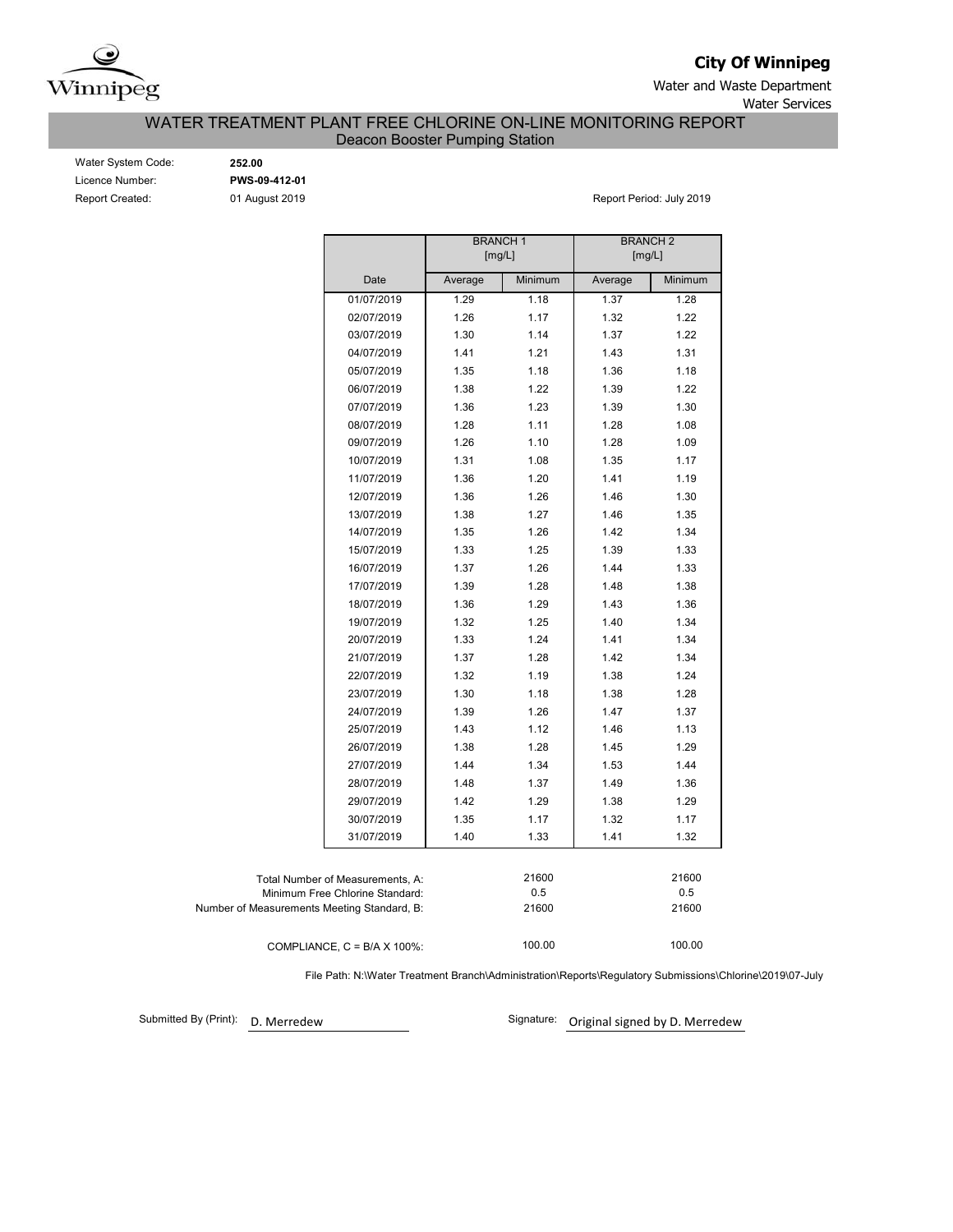**City Of Winnipeg**

Water and Waste Department

Water Services

# WATER TREATMENT PLANT FREE CHLORINE ON-LINE MONITORING REPORT

## Deacon Booster Pumping Station

Water System Code: **252.00**

Licence Number: **PWS-09-412-01**

Report Created: 01 August 2019

Report Period: July 2019

| | BRANCH 1 [mg/L] | | BRANCH 2 [mg/L] | |
|---|---|---|---|---|
| Date | Average | Minimum | Average | Minimum |
| 01/07/2019 | 1.29 | 1.18 | 1.37 | 1.28 |
| 02/07/2019 | 1.26 | 1.17 | 1.32 | 1.22 |
| 03/07/2019 | 1.30 | 1.14 | 1.37 | 1.22 |
| 04/07/2019 | 1.41 | 1.21 | 1.43 | 1.31 |
| 05/07/2019 | 1.35 | 1.18 | 1.36 | 1.18 |
| 06/07/2019 | 1.38 | 1.22 | 1.39 | 1.22 |
| 07/07/2019 | 1.36 | 1.23 | 1.39 | 1.30 |
| 08/07/2019 | 1.28 | 1.11 | 1.28 | 1.08 |
| 09/07/2019 | 1.26 | 1.10 | 1.28 | 1.09 |
| 10/07/2019 | 1.31 | 1.08 | 1.35 | 1.17 |
| 11/07/2019 | 1.36 | 1.20 | 1.41 | 1.19 |
| 12/07/2019 | 1.36 | 1.26 | 1.46 | 1.30 |
| 13/07/2019 | 1.38 | 1.27 | 1.46 | 1.35 |
| 14/07/2019 | 1.35 | 1.26 | 1.42 | 1.34 |
| 15/07/2019 | 1.33 | 1.25 | 1.39 | 1.33 |
| 16/07/2019 | 1.37 | 1.26 | 1.44 | 1.33 |
| 17/07/2019 | 1.39 | 1.28 | 1.48 | 1.38 |
| 18/07/2019 | 1.36 | 1.29 | 1.43 | 1.36 |
| 19/07/2019 | 1.32 | 1.25 | 1.40 | 1.34 |
| 20/07/2019 | 1.33 | 1.24 | 1.41 | 1.34 |
| 21/07/2019 | 1.37 | 1.28 | 1.42 | 1.34 |
| 22/07/2019 | 1.32 | 1.19 | 1.38 | 1.24 |
| 23/07/2019 | 1.30 | 1.18 | 1.38 | 1.28 |
| 24/07/2019 | 1.39 | 1.26 | 1.47 | 1.37 |
| 25/07/2019 | 1.43 | 1.12 | 1.46 | 1.13 |
| 26/07/2019 | 1.38 | 1.28 | 1.45 | 1.29 |
| 27/07/2019 | 1.44 | 1.34 | 1.53 | 1.44 |
| 28/07/2019 | 1.48 | 1.37 | 1.49 | 1.36 |
| 29/07/2019 | 1.42 | 1.29 | 1.38 | 1.29 |
| 30/07/2019 | 1.35 | 1.17 | 1.32 | 1.17 |
| 31/07/2019 | 1.40 | 1.33 | 1.41 | 1.32 |

| | Branch 1 | Branch 2 |
|---|---|---|
| Total Number of Measurements, A: | 21600 | 21600 |
| Minimum Free Chlorine Standard: | 0.5 | 0.5 |
| Number of Measurements Meeting Standard, B: | 21600 | 21600 |
| COMPLIANCE, C = B/A X 100%: | 100.00 | 100.00 |

File Path: N:\Water Treatment Branch\Administration\Reports\Regulatory Submissions\Chlorine\2019\07-July

Submitted By (Print): D. Merredew

Signature: Original signed by D. Merredew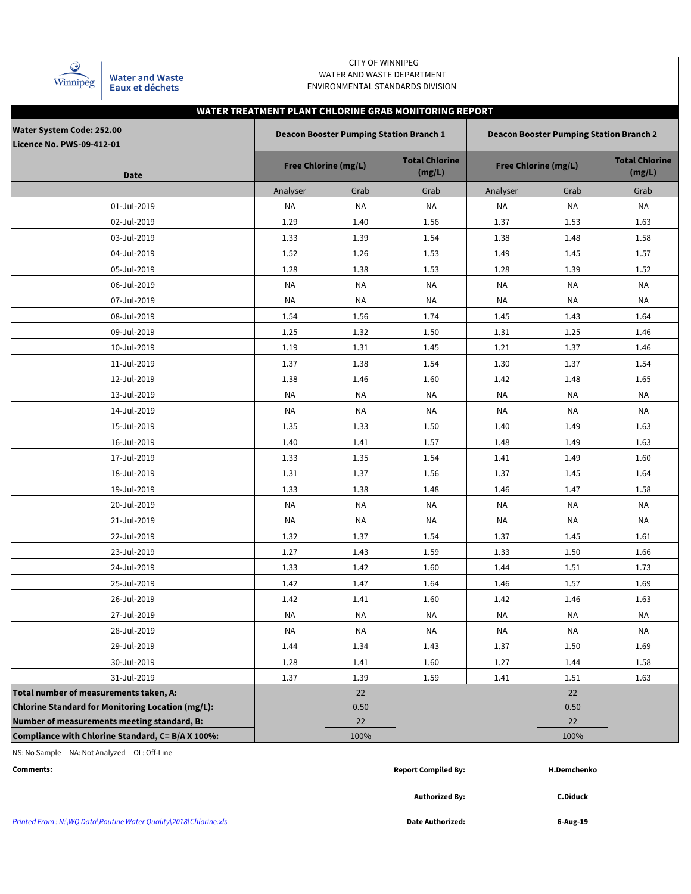CITY OF WINNIPEG
WATER AND WASTE DEPARTMENT
ENVIRONMENTAL STANDARDS DIVISION

Winnipeg | Water and Waste | Eaux et déchets

## WATER TREATMENT PLANT CHLORINE GRAB MONITORING REPORT

| Water System Code: 252.00<br>Licence No. PWS-09-412-01 | Deacon Booster Pumping Station Branch 1 | | | Deacon Booster Pumping Station Branch 2 | | |
|---|---|---|---|---|---|---|
| Date | Free Chlorine (mg/L) | | Total Chlorine (mg/L) | Free Chlorine (mg/L) | | Total Chlorine (mg/L) |
| | Analyser | Grab | Grab | Analyser | Grab | Grab |
| 01-Jul-2019 | NA | NA | NA | NA | NA | NA |
| 02-Jul-2019 | 1.29 | 1.40 | 1.56 | 1.37 | 1.53 | 1.63 |
| 03-Jul-2019 | 1.33 | 1.39 | 1.54 | 1.38 | 1.48 | 1.58 |
| 04-Jul-2019 | 1.52 | 1.26 | 1.53 | 1.49 | 1.45 | 1.57 |
| 05-Jul-2019 | 1.28 | 1.38 | 1.53 | 1.28 | 1.39 | 1.52 |
| 06-Jul-2019 | NA | NA | NA | NA | NA | NA |
| 07-Jul-2019 | NA | NA | NA | NA | NA | NA |
| 08-Jul-2019 | 1.54 | 1.56 | 1.74 | 1.45 | 1.43 | 1.64 |
| 09-Jul-2019 | 1.25 | 1.32 | 1.50 | 1.31 | 1.25 | 1.46 |
| 10-Jul-2019 | 1.19 | 1.31 | 1.45 | 1.21 | 1.37 | 1.46 |
| 11-Jul-2019 | 1.37 | 1.38 | 1.54 | 1.30 | 1.37 | 1.54 |
| 12-Jul-2019 | 1.38 | 1.46 | 1.60 | 1.42 | 1.48 | 1.65 |
| 13-Jul-2019 | NA | NA | NA | NA | NA | NA |
| 14-Jul-2019 | NA | NA | NA | NA | NA | NA |
| 15-Jul-2019 | 1.35 | 1.33 | 1.50 | 1.40 | 1.49 | 1.63 |
| 16-Jul-2019 | 1.40 | 1.41 | 1.57 | 1.48 | 1.49 | 1.63 |
| 17-Jul-2019 | 1.33 | 1.35 | 1.54 | 1.41 | 1.49 | 1.60 |
| 18-Jul-2019 | 1.31 | 1.37 | 1.56 | 1.37 | 1.45 | 1.64 |
| 19-Jul-2019 | 1.33 | 1.38 | 1.48 | 1.46 | 1.47 | 1.58 |
| 20-Jul-2019 | NA | NA | NA | NA | NA | NA |
| 21-Jul-2019 | NA | NA | NA | NA | NA | NA |
| 22-Jul-2019 | 1.32 | 1.37 | 1.54 | 1.37 | 1.45 | 1.61 |
| 23-Jul-2019 | 1.27 | 1.43 | 1.59 | 1.33 | 1.50 | 1.66 |
| 24-Jul-2019 | 1.33 | 1.42 | 1.60 | 1.44 | 1.51 | 1.73 |
| 25-Jul-2019 | 1.42 | 1.47 | 1.64 | 1.46 | 1.57 | 1.69 |
| 26-Jul-2019 | 1.42 | 1.41 | 1.60 | 1.42 | 1.46 | 1.63 |
| 27-Jul-2019 | NA | NA | NA | NA | NA | NA |
| 28-Jul-2019 | NA | NA | NA | NA | NA | NA |
| 29-Jul-2019 | 1.44 | 1.34 | 1.43 | 1.37 | 1.50 | 1.69 |
| 30-Jul-2019 | 1.28 | 1.41 | 1.60 | 1.27 | 1.44 | 1.58 |
| 31-Jul-2019 | 1.37 | 1.39 | 1.59 | 1.41 | 1.51 | 1.63 |
| **Total number of measurements taken, A:** | | 22 | | | 22 | |
| **Chlorine Standard for Monitoring Location (mg/L):** | | 0.50 | | | 0.50 | |
| **Number of measurements meeting standard, B:** | | 22 | | | 22 | |
| **Compliance with Chlorine Standard, C= B/A X 100%:** | | 100% | | | 100% | |

NS: No Sample NA: Not Analyzed OL: Off-Line

**Comments:**

**Report Compiled By:** H.Demchenko

**Authorized By:** C.Diduck

**Date Authorized:** 6-Aug-19

*Printed From : N:\WQ Data\Routine Water Quality\2018\Chlorine.xls*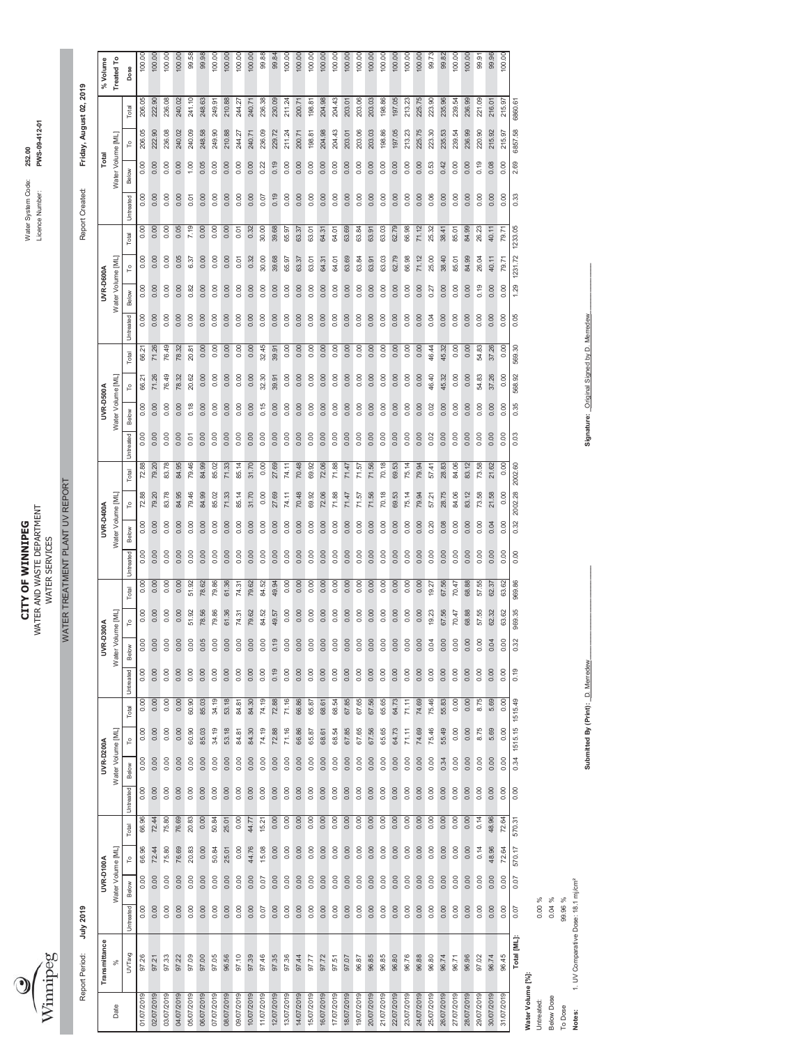# CITY OF WINNIPEG

## WATER AND WASTE DEPARTMENT

### WATER SERVICES

### WATER TREATMENT PLANT UV REPORT

Water System Code: **252.00**
Licence Number: **PWS-09-412-01**

Report Period: **July 2019**

Report Created: **Friday, August 02, 2019**

| Date | Transmittance % | UVR-D100A Water Volume [ML] | | | | UVR-D200A Water Volume [ML] | | | | UVR-D300A Water Volume [ML] | | | | UVR-D400A Water Volume [ML] | | | | UVR-D500A Water Volume [ML] | | | | UVR-D600A Water Volume [ML] | | | | Total Water Volume [ML] | | | | % Volume Treated To Dose |
|---|---|---|---|---|---|---|---|---|---|---|---|---|---|---|---|---|---|---|---|---|---|---|---|---|---|---|---|---|---|---|
| | UVTavg | Untreated | Below | To | Total | Untreated | Below | To | Total | Untreated | Below | To | Total | Untreated | Below | To | Total | Untreated | Below | To | Total | Untreated | Below | To | Total | Untreated | Below | To | Total | Dose |
| 01/07/2019 | 97.26 | 0.00 | 0.00 | 66.96 | 66.96 | 0.00 | 0.00 | 0.00 | 0.00 | 0.00 | 0.00 | 0.00 | 0.00 | 0.00 | 0.00 | 72.88 | 72.88 | 0.00 | 0.00 | 66.21 | 66.21 | 0.00 | 0.00 | 0.00 | 0.00 | 0.00 | 0.00 | 206.05 | 206.05 | 100.00 |
| 02/07/2019 | 97.21 | 0.00 | 0.00 | 72.44 | 72.44 | 0.00 | 0.00 | 0.00 | 0.00 | 0.00 | 0.00 | 0.00 | 0.00 | 0.00 | 0.00 | 79.20 | 79.20 | 0.00 | 0.00 | 71.26 | 71.26 | 0.00 | 0.00 | 0.00 | 0.00 | 0.00 | 0.00 | 222.90 | 222.90 | 100.00 |
| 03/07/2019 | 97.33 | 0.00 | 0.00 | 75.80 | 75.80 | 0.00 | 0.00 | 0.00 | 0.00 | 0.00 | 0.00 | 0.00 | 0.00 | 0.00 | 0.00 | 83.78 | 83.78 | 0.00 | 0.00 | 76.49 | 76.49 | 0.00 | 0.00 | 0.00 | 0.00 | 0.00 | 0.00 | 236.08 | 236.08 | 100.00 |
| 04/07/2019 | 97.22 | 0.00 | 0.00 | 76.69 | 76.69 | 0.00 | 0.00 | 0.00 | 0.00 | 0.00 | 0.00 | 0.00 | 0.00 | 0.00 | 0.00 | 84.95 | 84.95 | 0.00 | 0.00 | 78.32 | 78.32 | 0.00 | 0.00 | 0.05 | 0.05 | 0.00 | 0.00 | 240.02 | 240.02 | 100.00 |
| 05/07/2019 | 97.09 | 0.00 | 0.00 | 20.83 | 20.83 | 0.00 | 0.00 | 60.90 | 60.90 | 0.00 | 0.00 | 51.92 | 51.92 | 0.00 | 0.00 | 79.46 | 79.46 | 0.01 | 0.18 | 20.62 | 20.81 | 0.00 | 0.82 | 6.37 | 7.19 | 0.01 | 1.00 | 240.09 | 241.10 | 99.58 |
| 06/07/2019 | 97.00 | 0.00 | 0.00 | 0.00 | 0.00 | 0.00 | 0.00 | 85.03 | 85.03 | 0.00 | 0.05 | 78.56 | 78.62 | 0.00 | 0.00 | 84.99 | 84.99 | 0.00 | 0.00 | 0.00 | 0.00 | 0.00 | 0.00 | 0.00 | 0.00 | 0.00 | 0.05 | 248.58 | 248.63 | 99.98 |
| 07/07/2019 | 97.05 | 0.00 | 0.00 | 50.84 | 50.84 | 0.00 | 0.00 | 34.19 | 34.19 | 0.00 | 0.00 | 79.86 | 79.86 | 0.00 | 0.00 | 85.02 | 85.02 | 0.00 | 0.00 | 0.00 | 0.00 | 0.00 | 0.00 | 0.00 | 0.00 | 0.00 | 0.00 | 249.90 | 249.91 | 100.00 |
| 08/07/2019 | 96.56 | 0.00 | 0.00 | 25.01 | 25.01 | 0.00 | 0.00 | 53.18 | 53.18 | 0.00 | 0.00 | 61.36 | 61.36 | 0.00 | 0.00 | 71.33 | 71.33 | 0.00 | 0.00 | 0.00 | 0.00 | 0.00 | 0.00 | 0.00 | 0.00 | 0.00 | 0.00 | 210.88 | 210.88 | 100.00 |
| 09/07/2019 | 97.10 | 0.00 | 0.00 | 0.00 | 0.00 | 0.00 | 0.00 | 84.81 | 84.81 | 0.00 | 0.00 | 74.31 | 74.31 | 0.00 | 0.00 | 85.14 | 85.14 | 0.00 | 0.00 | 0.00 | 0.00 | 0.00 | 0.00 | 0.01 | 0.01 | 0.00 | 0.00 | 244.27 | 244.27 | 100.00 |
| 10/07/2019 | 97.39 | 0.00 | 0.00 | 44.76 | 44.77 | 0.00 | 0.00 | 84.30 | 84.30 | 0.00 | 0.00 | 79.62 | 79.62 | 0.00 | 0.00 | 31.70 | 31.70 | 0.00 | 0.00 | 0.00 | 0.00 | 0.00 | 0.00 | 0.32 | 0.32 | 0.00 | 0.00 | 240.71 | 240.71 | 100.00 |
| 11/07/2019 | 97.46 | 0.07 | 0.07 | 15.08 | 15.21 | 0.00 | 0.00 | 74.19 | 74.19 | 0.00 | 0.00 | 84.52 | 84.52 | 0.00 | 0.00 | 0.00 | 0.00 | 0.00 | 0.15 | 32.30 | 32.45 | 0.00 | 0.00 | 30.00 | 30.00 | 0.07 | 0.22 | 236.09 | 236.38 | 99.88 |
| 12/07/2019 | 97.35 | 0.00 | 0.00 | 0.00 | 0.00 | 0.00 | 0.00 | 72.88 | 72.88 | 0.19 | 0.19 | 49.57 | 49.94 | 0.00 | 0.00 | 27.69 | 27.69 | 0.00 | 0.00 | 39.91 | 39.91 | 0.00 | 0.00 | 39.68 | 39.68 | 0.19 | 0.19 | 229.72 | 230.09 | 99.84 |
| 13/07/2019 | 97.36 | 0.00 | 0.00 | 0.00 | 0.00 | 0.00 | 0.00 | 71.16 | 71.16 | 0.00 | 0.00 | 0.00 | 0.00 | 0.00 | 0.00 | 74.11 | 74.11 | 0.00 | 0.00 | 0.00 | 0.00 | 0.00 | 0.00 | 65.97 | 65.97 | 0.00 | 0.00 | 211.24 | 211.24 | 100.00 |
| 14/07/2019 | 97.44 | 0.00 | 0.00 | 0.00 | 0.00 | 0.00 | 0.00 | 66.86 | 66.86 | 0.00 | 0.00 | 0.00 | 0.00 | 0.00 | 0.00 | 70.48 | 70.48 | 0.00 | 0.00 | 0.00 | 0.00 | 0.00 | 0.00 | 63.37 | 63.37 | 0.00 | 0.00 | 200.71 | 200.71 | 100.00 |
| 15/07/2019 | 97.77 | 0.00 | 0.00 | 0.00 | 0.00 | 0.00 | 0.00 | 65.87 | 65.87 | 0.00 | 0.00 | 0.00 | 0.00 | 0.00 | 0.00 | 69.92 | 69.92 | 0.00 | 0.00 | 0.00 | 0.00 | 0.00 | 0.00 | 63.01 | 63.01 | 0.00 | 0.00 | 198.81 | 198.81 | 100.00 |
| 16/07/2019 | 97.72 | 0.00 | 0.00 | 0.00 | 0.00 | 0.00 | 0.00 | 68.61 | 68.61 | 0.00 | 0.00 | 0.00 | 0.00 | 0.00 | 0.00 | 72.06 | 72.06 | 0.00 | 0.00 | 0.00 | 0.00 | 0.00 | 0.00 | 64.31 | 64.31 | 0.00 | 0.00 | 204.98 | 204.98 | 100.00 |
| 17/07/2019 | 97.51 | 0.00 | 0.00 | 0.00 | 0.00 | 0.00 | 0.00 | 68.54 | 68.54 | 0.00 | 0.00 | 0.00 | 0.00 | 0.00 | 0.00 | 71.88 | 71.88 | 0.00 | 0.00 | 0.00 | 0.00 | 0.00 | 0.00 | 64.01 | 64.01 | 0.00 | 0.00 | 204.43 | 204.43 | 100.00 |
| 18/07/2019 | 97.07 | 0.00 | 0.00 | 0.00 | 0.00 | 0.00 | 0.00 | 67.85 | 67.85 | 0.00 | 0.00 | 0.00 | 0.00 | 0.00 | 0.00 | 71.47 | 71.47 | 0.00 | 0.00 | 0.00 | 0.00 | 0.00 | 0.00 | 63.69 | 63.69 | 0.00 | 0.00 | 203.01 | 203.01 | 100.00 |
| 19/07/2019 | 96.87 | 0.00 | 0.00 | 0.00 | 0.00 | 0.00 | 0.00 | 67.65 | 67.65 | 0.00 | 0.00 | 0.00 | 0.00 | 0.00 | 0.00 | 71.57 | 71.57 | 0.00 | 0.00 | 0.00 | 0.00 | 0.00 | 0.00 | 63.84 | 63.84 | 0.00 | 0.00 | 203.06 | 203.06 | 100.00 |
| 20/07/2019 | 96.85 | 0.00 | 0.00 | 0.00 | 0.00 | 0.00 | 0.00 | 67.56 | 67.56 | 0.00 | 0.00 | 0.00 | 0.00 | 0.00 | 0.00 | 71.56 | 71.56 | 0.00 | 0.00 | 0.00 | 0.00 | 0.00 | 0.00 | 63.91 | 63.91 | 0.00 | 0.00 | 203.03 | 203.03 | 100.00 |
| 21/07/2019 | 96.85 | 0.00 | 0.00 | 0.00 | 0.00 | 0.00 | 0.00 | 65.65 | 65.65 | 0.00 | 0.00 | 0.00 | 0.00 | 0.00 | 0.00 | 70.18 | 70.18 | 0.00 | 0.00 | 0.00 | 0.00 | 0.00 | 0.00 | 63.03 | 63.03 | 0.00 | 0.00 | 198.86 | 198.86 | 100.00 |
| 22/07/2019 | 96.80 | 0.00 | 0.00 | 0.00 | 0.00 | 0.00 | 0.00 | 64.73 | 64.73 | 0.00 | 0.00 | 0.00 | 0.00 | 0.00 | 0.00 | 69.53 | 69.53 | 0.00 | 0.00 | 0.00 | 0.00 | 0.00 | 0.00 | 62.79 | 62.79 | 0.00 | 0.00 | 197.05 | 197.05 | 100.00 |
| 23/07/2019 | 96.76 | 0.00 | 0.00 | 0.00 | 0.00 | 0.00 | 0.00 | 71.11 | 71.11 | 0.00 | 0.00 | 0.00 | 0.00 | 0.00 | 0.00 | 75.14 | 75.14 | 0.00 | 0.00 | 0.00 | 0.00 | 0.00 | 0.00 | 66.98 | 66.98 | 0.00 | 0.00 | 213.23 | 213.23 | 100.00 |
| 24/07/2019 | 96.88 | 0.00 | 0.00 | 0.00 | 0.00 | 0.00 | 0.00 | 74.69 | 74.69 | 0.00 | 0.00 | 0.00 | 0.00 | 0.00 | 0.00 | 79.94 | 79.94 | 0.00 | 0.00 | 0.00 | 0.00 | 0.00 | 0.00 | 71.12 | 71.12 | 0.00 | 0.00 | 225.75 | 225.75 | 100.00 |
| 25/07/2019 | 96.80 | 0.00 | 0.00 | 0.00 | 0.00 | 0.00 | 0.00 | 75.46 | 75.46 | 0.00 | 0.04 | 19.23 | 19.27 | 0.00 | 0.20 | 57.21 | 57.41 | 0.02 | 0.02 | 46.40 | 46.44 | 0.04 | 0.27 | 25.00 | 25.32 | 0.06 | 0.53 | 223.30 | 223.90 | 99.73 |
| 26/07/2019 | 96.74 | 0.00 | 0.00 | 0.00 | 0.00 | 0.00 | 0.34 | 55.49 | 55.83 | 0.00 | 0.00 | 67.56 | 67.56 | 0.00 | 0.08 | 28.75 | 28.83 | 0.00 | 0.00 | 45.32 | 45.32 | 0.00 | 0.00 | 38.40 | 38.41 | 0.00 | 0.42 | 235.53 | 235.96 | 99.82 |
| 27/07/2019 | 96.71 | 0.00 | 0.00 | 0.00 | 0.00 | 0.00 | 0.00 | 0.00 | 0.00 | 0.00 | 0.00 | 70.47 | 70.47 | 0.00 | 0.00 | 84.06 | 84.06 | 0.00 | 0.00 | 0.00 | 0.00 | 0.00 | 0.00 | 85.01 | 85.01 | 0.00 | 0.00 | 239.54 | 239.54 | 100.00 |
| 28/07/2019 | 96.96 | 0.00 | 0.00 | 0.00 | 0.00 | 0.00 | 0.00 | 0.00 | 0.00 | 0.00 | 0.00 | 68.88 | 68.88 | 0.00 | 0.00 | 83.12 | 83.12 | 0.00 | 0.00 | 0.00 | 0.00 | 0.00 | 0.00 | 84.99 | 84.99 | 0.00 | 0.00 | 236.99 | 236.99 | 100.00 |
| 29/07/2019 | 97.02 | 0.00 | 0.00 | 0.14 | 0.14 | 0.00 | 0.00 | 8.75 | 8.75 | 0.00 | 0.00 | 57.55 | 57.55 | 0.00 | 0.00 | 73.58 | 73.58 | 0.00 | 0.00 | 54.83 | 54.83 | 0.00 | 0.19 | 26.04 | 26.23 | 0.00 | 0.19 | 220.90 | 221.09 | 99.91 |
| 30/07/2019 | 96.74 | 0.00 | 0.00 | 48.96 | 48.96 | 0.00 | 0.00 | 5.69 | 5.69 | 0.00 | 0.04 | 62.32 | 62.37 | 0.00 | 0.04 | 21.58 | 21.62 | 0.00 | 0.00 | 37.26 | 37.26 | 0.00 | 0.00 | 40.11 | 40.11 | 0.00 | 0.08 | 215.92 | 216.01 | 99.96 |
| 31/07/2019 | 96.45 | 0.00 | 0.00 | 72.64 | 72.64 | 0.00 | 0.00 | 0.00 | 0.00 | 0.00 | 0.00 | 63.62 | 63.62 | 0.00 | 0.00 | 0.00 | 0.00 | 0.00 | 0.00 | 0.00 | 0.00 | 0.00 | 0.00 | 79.71 | 79.71 | 0.00 | 0.00 | 215.97 | 215.97 | 100.00 |
| | **Total [ML]:** | 0.07 | 0.07 | 570.17 | 570.31 | 0.00 | 0.34 | 1515.15 | 1515.49 | 0.19 | 0.32 | 969.35 | 969.86 | 0.00 | 0.32 | 2002.28 | 2002.60 | 0.03 | 0.35 | 568.92 | 569.30 | 0.05 | 1.29 | 1231.72 | 1233.05 | 0.33 | 2.69 | 6857.58 | 6860.61 | |

**Water Volume [%]:**

Untreated: 0.00 %
Below Dose: 0.04 %
To Dose: 99.96 %

**Notes:** 1. UV Comparative Dose: 18.1 mJ/cm²

**Submitted By (Print):** D. Merredew

**Signature:** Original Signed by D. Merredew